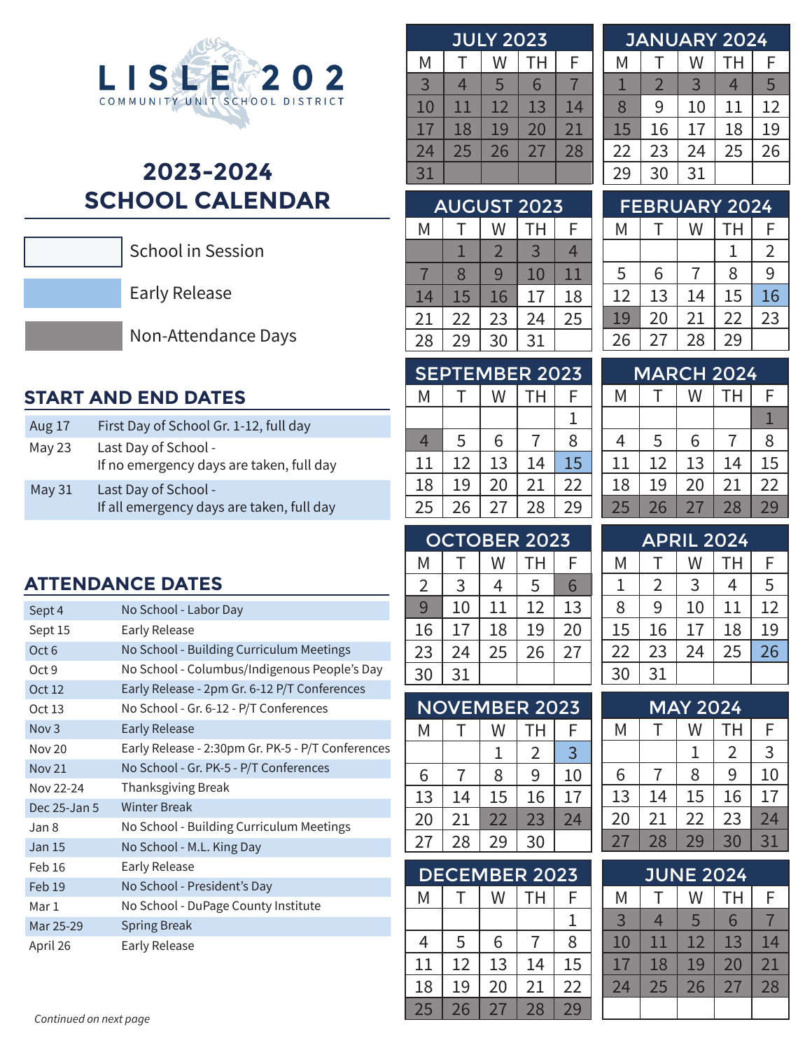# LISLE 202

COMMUNITY UNIT SCHOOL DISTRICT

## 2023-2024 SCHOOL CALENDAR

- School in Session
- Early Release
- Non-Attendance Days

### START AND END DATES

| | |
|---|---|
| Aug 17 | First Day of School Gr. 1-12, full day |
| May 23 | Last Day of School - If no emergency days are taken, full day |
| May 31 | Last Day of School - If all emergency days are taken, full day |

### ATTENDANCE DATES

| | |
|---|---|
| Sept 4 | No School - Labor Day |
| Sept 15 | Early Release |
| Oct 6 | No School - Building Curriculum Meetings |
| Oct 9 | No School - Columbus/Indigenous People's Day |
| Oct 12 | Early Release - 2pm Gr. 6-12 P/T Conferences |
| Oct 13 | No School - Gr. 6-12 - P/T Conferences |
| Nov 3 | Early Release |
| Nov 20 | Early Release - 2:30pm Gr. PK-5 - P/T Conferences |
| Nov 21 | No School - Gr. PK-5 - P/T Conferences |
| Nov 22-24 | Thanksgiving Break |
| Dec 25-Jan 5 | Winter Break |
| Jan 8 | No School - Building Curriculum Meetings |
| Jan 15 | No School - M.L. King Day |
| Feb 16 | Early Release |
| Feb 19 | No School - President's Day |
| Mar 1 | No School - DuPage County Institute |
| Mar 25-29 | Spring Break |
| April 26 | Early Release |

*Continued on next page*

### JULY 2023

| M | T | W | TH | F |
|---|---|---|---|---|
| 3 | 4 | 5 | 6 | 7 |
| 10 | 11 | 12 | 13 | 14 |
| 17 | 18 | 19 | 20 | 21 |
| 24 | 25 | 26 | 27 | 28 |
| 31 | | | | |

### AUGUST 2023

| M | T | W | TH | F |
|---|---|---|---|---|
| | 1 | 2 | 3 | 4 |
| 7 | 8 | 9 | 10 | 11 |
| 14 | 15 | 16 | 17 | 18 |
| 21 | 22 | 23 | 24 | 25 |
| 28 | 29 | 30 | 31 | |

### SEPTEMBER 2023

| M | T | W | TH | F |
|---|---|---|---|---|
| | | | | 1 |
| 4 | 5 | 6 | 7 | 8 |
| 11 | 12 | 13 | 14 | 15 |
| 18 | 19 | 20 | 21 | 22 |
| 25 | 26 | 27 | 28 | 29 |

### OCTOBER 2023

| M | T | W | TH | F |
|---|---|---|---|---|
| 2 | 3 | 4 | 5 | 6 |
| 9 | 10 | 11 | 12 | 13 |
| 16 | 17 | 18 | 19 | 20 |
| 23 | 24 | 25 | 26 | 27 |
| 30 | 31 | | | |

### NOVEMBER 2023

| M | T | W | TH | F |
|---|---|---|---|---|
| | | 1 | 2 | 3 |
| 6 | 7 | 8 | 9 | 10 |
| 13 | 14 | 15 | 16 | 17 |
| 20 | 21 | 22 | 23 | 24 |
| 27 | 28 | 29 | 30 | |

### DECEMBER 2023

| M | T | W | TH | F |
|---|---|---|---|---|
| | | | | 1 |
| 4 | 5 | 6 | 7 | 8 |
| 11 | 12 | 13 | 14 | 15 |
| 18 | 19 | 20 | 21 | 22 |
| 25 | 26 | 27 | 28 | 29 |

### JANUARY 2024

| M | T | W | TH | F |
|---|---|---|---|---|
| 1 | 2 | 3 | 4 | 5 |
| 8 | 9 | 10 | 11 | 12 |
| 15 | 16 | 17 | 18 | 19 |
| 22 | 23 | 24 | 25 | 26 |
| 29 | 30 | 31 | | |

### FEBRUARY 2024

| M | T | W | TH | F |
|---|---|---|---|---|
| | | | 1 | 2 |
| 5 | 6 | 7 | 8 | 9 |
| 12 | 13 | 14 | 15 | 16 |
| 19 | 20 | 21 | 22 | 23 |
| 26 | 27 | 28 | 29 | |

### MARCH 2024

| M | T | W | TH | F |
|---|---|---|---|---|
| | | | | 1 |
| 4 | 5 | 6 | 7 | 8 |
| 11 | 12 | 13 | 14 | 15 |
| 18 | 19 | 20 | 21 | 22 |
| 25 | 26 | 27 | 28 | 29 |

### APRIL 2024

| M | T | W | TH | F |
|---|---|---|---|---|
| 1 | 2 | 3 | 4 | 5 |
| 8 | 9 | 10 | 11 | 12 |
| 15 | 16 | 17 | 18 | 19 |
| 22 | 23 | 24 | 25 | 26 |
| 30 | 31 | | | |

### MAY 2024

| M | T | W | TH | F |
|---|---|---|---|---|
| | | 1 | 2 | 3 |
| 6 | 7 | 8 | 9 | 10 |
| 13 | 14 | 15 | 16 | 17 |
| 20 | 21 | 22 | 23 | 24 |
| 27 | 28 | 29 | 30 | 31 |

### JUNE 2024

| M | T | W | TH | F |
|---|---|---|---|---|
| 3 | 4 | 5 | 6 | 7 |
| 10 | 11 | 12 | 13 | 14 |
| 17 | 18 | 19 | 20 | 21 |
| 24 | 25 | 26 | 27 | 28 |
| | | | | |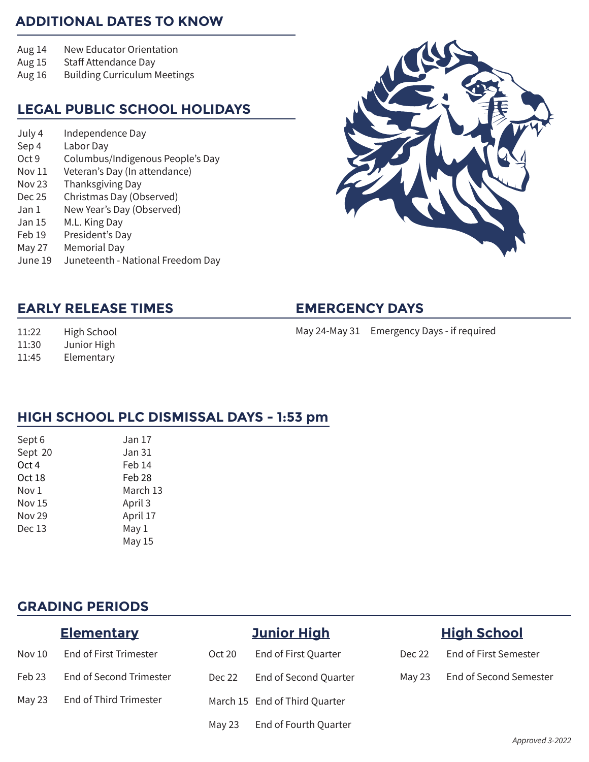## ADDITIONAL DATES TO KNOW

| | |
|---|---|
| Aug 14 | New Educator Orientation |
| Aug 15 | Staff Attendance Day |
| Aug 16 | Building Curriculum Meetings |

## LEGAL PUBLIC SCHOOL HOLIDAYS

| | |
|---|---|
| July 4 | Independence Day |
| Sep 4 | Labor Day |
| Oct 9 | Columbus/Indigenous People's Day |
| Nov 11 | Veteran's Day (In attendance) |
| Nov 23 | Thanksgiving Day |
| Dec 25 | Christmas Day (Observed) |
| Jan 1 | New Year's Day (Observed) |
| Jan 15 | M.L. King Day |
| Feb 19 | President's Day |
| May 27 | Memorial Day |
| June 19 | Juneteenth - National Freedom Day |

## EARLY RELEASE TIMES

| | |
|---|---|
| 11:22 | High School |
| 11:30 | Junior High |
| 11:45 | Elementary |

## EMERGENCY DAYS

| | |
|---|---|
| May 24-May 31 | Emergency Days - if required |

## HIGH SCHOOL PLC DISMISSAL DAYS - 1:53 pm

| | |
|---|---|
| Sept 6 | Jan 17 |
| Sept 20 | Jan 31 |
| Oct 4 | Feb 14 |
| Oct 18 | Feb 28 |
| Nov 1 | March 13 |
| Nov 15 | April 3 |
| Nov 29 | April 17 |
| Dec 13 | May 1 |
| | May 15 |

## GRADING PERIODS

### Elementary

| | |
|---|---|
| Nov 10 | End of First Trimester |
| Feb 23 | End of Second Trimester |
| May 23 | End of Third Trimester |

### Junior High

| | |
|---|---|
| Oct 20 | End of First Quarter |
| Dec 22 | End of Second Quarter |
| March 15 | End of Third Quarter |
| May 23 | End of Fourth Quarter |

### High School

| | |
|---|---|
| Dec 22 | End of First Semester |
| May 23 | End of Second Semester |

*Approved 3-2022*